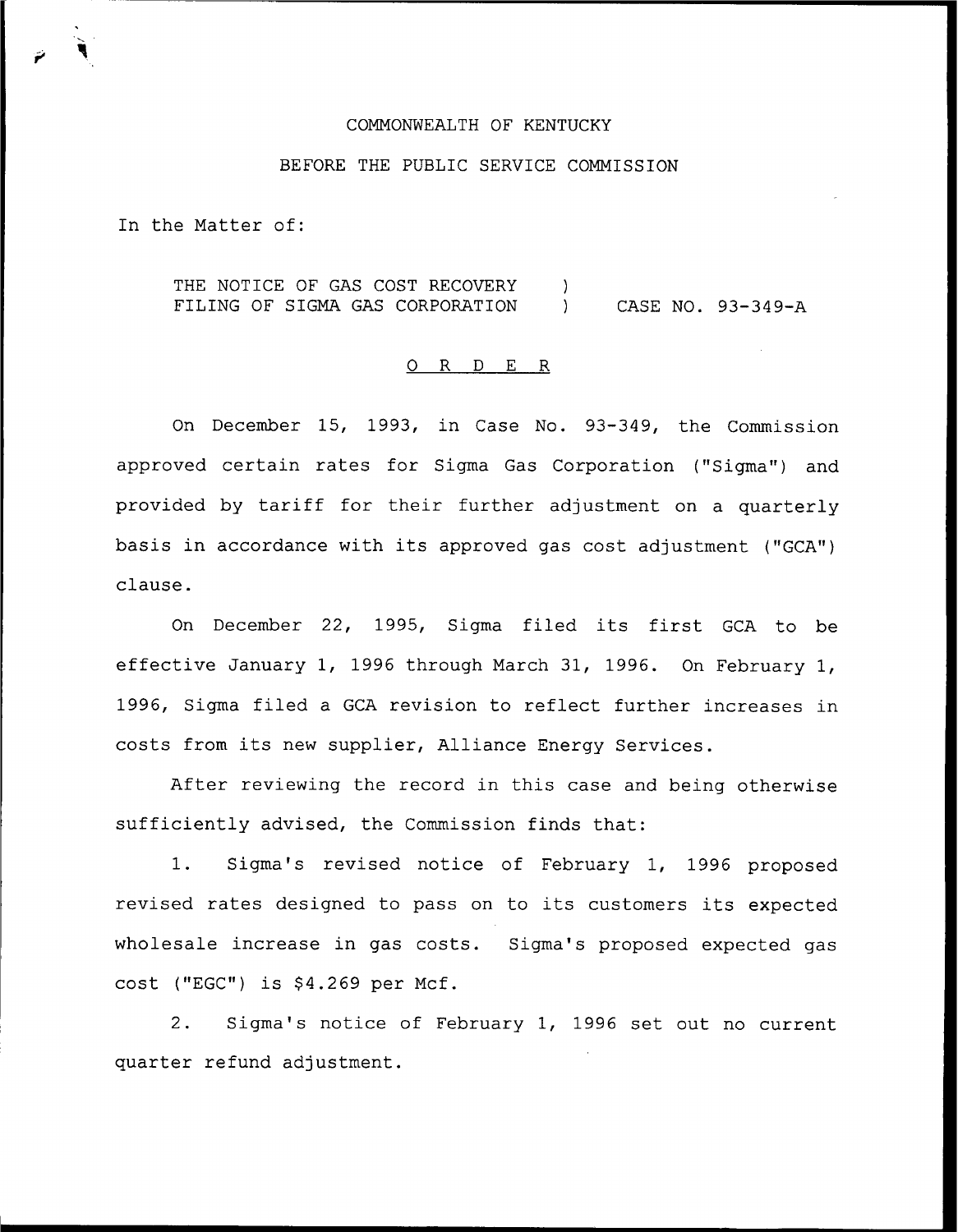COMMONWEALTH OF KENTUCKY

BEFORE THE PUBLIC SERVICE COMMISSION

In the Matter of:

THE NOTICE OF GAS COST RECOVERY FILING OF SIGMA GAS CORPORATION ) CASE NO. 93-349-A

O R D E R

On December 15, 1993, in Case No. 93-349, the Commission approved certain rates for Sigma Gas Corporation ("Sigma") and provided by tariff for their further adjustment on a quarterly basis in accordance with its approved gas cost adjustment ("GCA") clause.

On December 22, 1995, Sigma filed its first GCA to be effective January 1, 1996 through March 31, 1996. On February 1, 1996, Sigma filed a GCA revision to reflect further increases in costs from its new supplier, Alliance Energy Services.

After reviewing the record in this case and being otherwise sufficiently advised, the Commission finds that:

1. Sigma's revised notice of February 1, 1996 proposed revised rates designed to pass on to its customers its expected wholesale increase in gas costs. Sigma's proposed expected gas cost ("EGC") is $4.269 per Mcf.

2. Sigma's notice of February 1, 1996 set out no current quarter refund adjustment.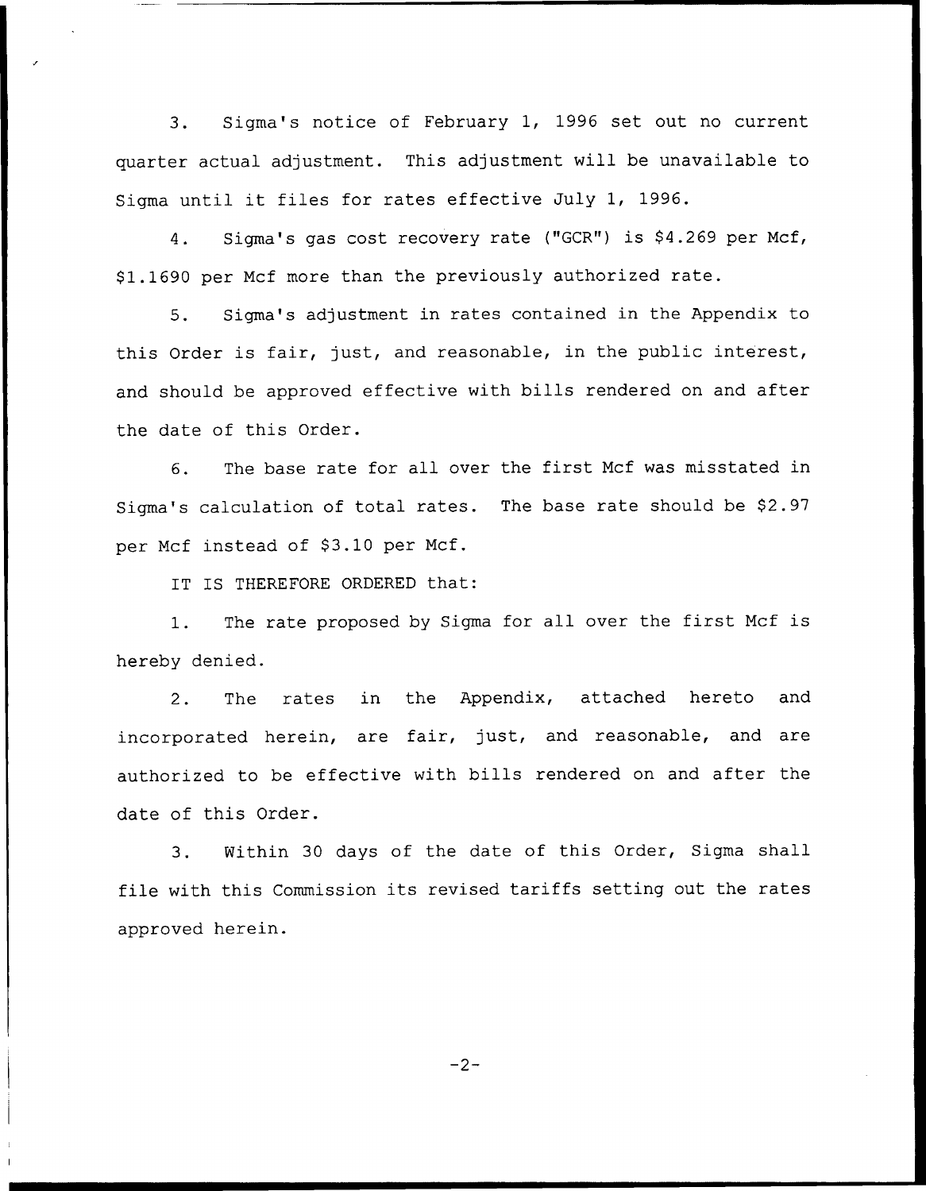3. Sigma's notice of February 1, 1996 set out no current quarter actual adjustment. This adjustment will be unavailable to Sigma until it files for rates effective July 1, 1996.

4. Sigma's gas cost recovery rate ("GCR") is $4.269 per Mcf, $1.1690 per Mcf more than the previously authorized rate.

5. Sigma's adjustment in rates contained in the Appendix to this Order is fair, just, and reasonable, in the public interest, and should be approved effective with bills rendered on and after the date of this Order.

6. The base rate for all over the first Mcf was misstated in Sigma's calculation of total rates. The base rate should be $2.97 per Mcf instead of $3.10 per Mcf.

IT IS THEREFORE ORDERED that:

1. The rate proposed by Sigma for all over the first Mcf is hereby denied.

2. The rates in the Appendix, attached hereto and incorporated herein, are fair, just, and reasonable, and are authorized to be effective with bills rendered on and after the date of this Order.

3. Within 30 days of the date of this Order, Sigma shall file with this Commission its revised tariffs setting out the rates approved herein.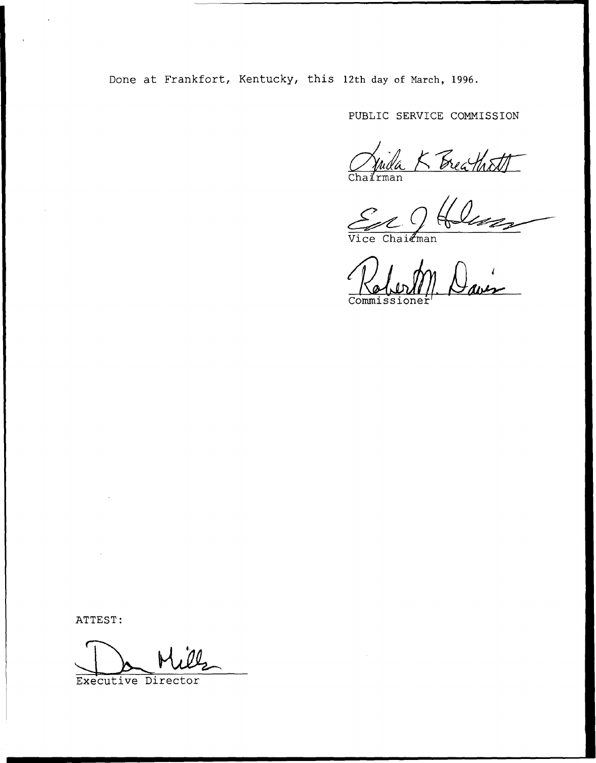Done at Frankfort, Kentucky, this 12th day of March, 1996.

PUBLIC SERVICE COMMISSION

Linda K. Breathitt
Chairman

Eric J. Holmes
Vice Chairman

Robert M. Davis
Commissioner

ATTEST:

Don Mills
Executive Director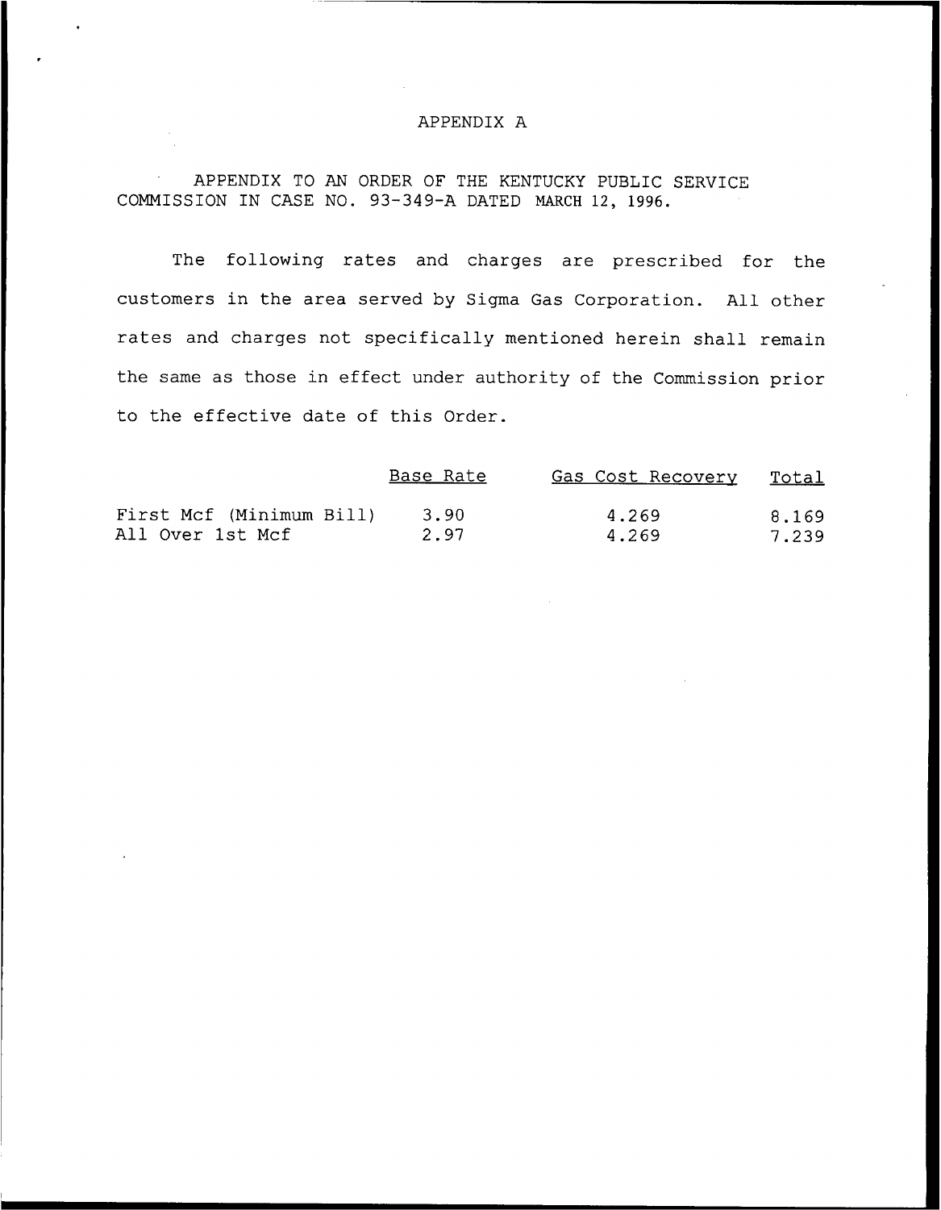# APPENDIX A

APPENDIX TO AN ORDER OF THE KENTUCKY PUBLIC SERVICE COMMISSION IN CASE NO. 93-349-A DATED MARCH 12, 1996.

The following rates and charges are prescribed for the customers in the area served by Sigma Gas Corporation. All other rates and charges not specifically mentioned herein shall remain the same as those in effect under authority of the Commission prior to the effective date of this Order.

| | Base Rate | Gas Cost Recovery | Total |
|---|---|---|---|
| First Mcf (Minimum Bill) | 3.90 | 4.269 | 8.169 |
| All Over 1st Mcf | 2.97 | 4.269 | 7.239 |